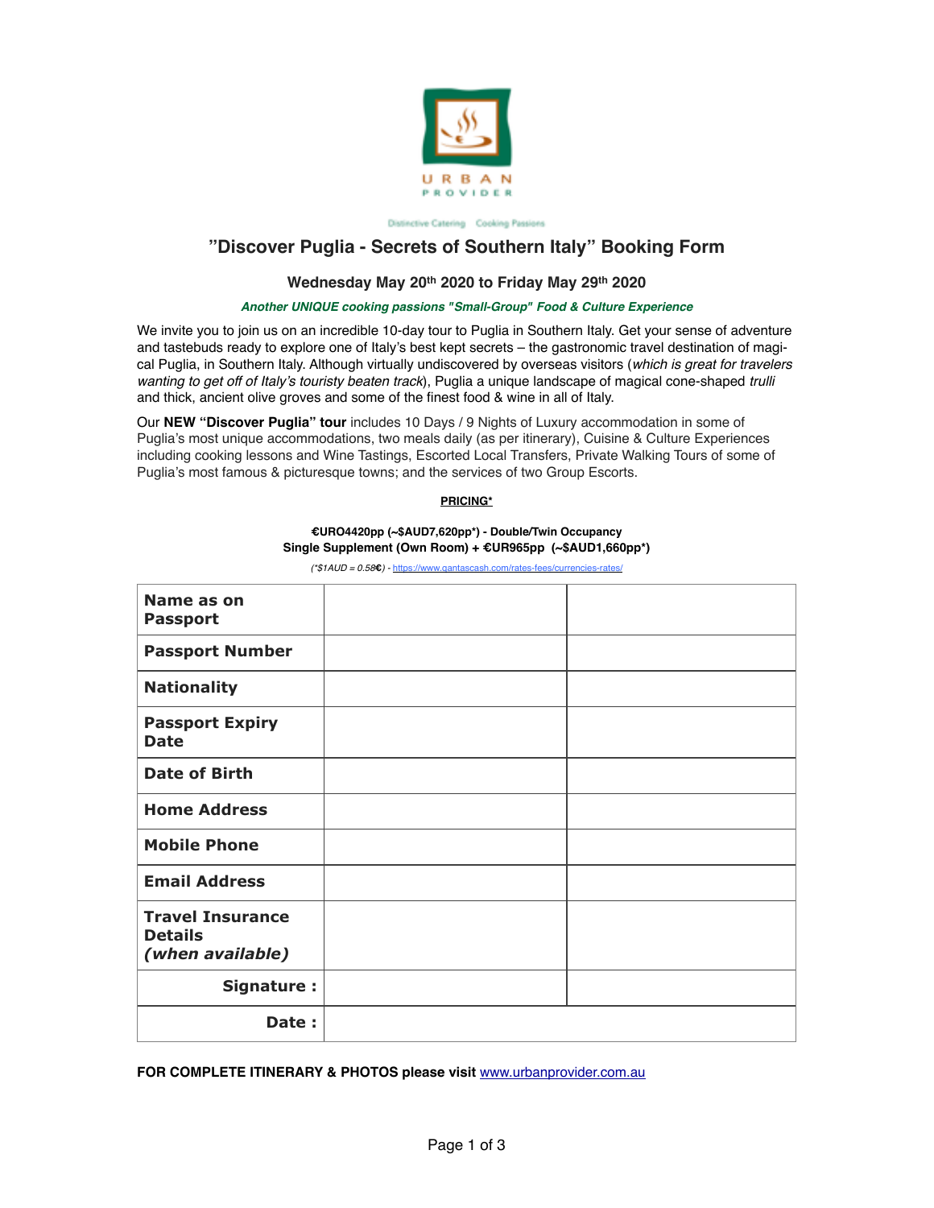URBAN PROVIDER

Distinctive Catering   Cooking Passions

# "Discover Puglia - Secrets of Southern Italy" Booking Form

### Wednesday May 20th 2020 to Friday May 29th 2020

***Another UNIQUE cooking passions "Small-Group" Food & Culture Experience***

We invite you to join us on an incredible 10-day tour to Puglia in Southern Italy. Get your sense of adventure and tastebuds ready to explore one of Italy's best kept secrets – the gastronomic travel destination of magical Puglia, in Southern Italy. Although virtually undiscovered by overseas visitors (*which is great for travelers wanting to get off of Italy's touristy beaten track*), Puglia a unique landscape of magical cone-shaped *trulli* and thick, ancient olive groves and some of the finest food & wine in all of Italy.

Our **NEW "Discover Puglia" tour** includes 10 Days / 9 Nights of Luxury accommodation in some of Puglia's most unique accommodations, two meals daily (as per itinerary), Cuisine & Culture Experiences including cooking lessons and Wine Tastings, Escorted Local Transfers, Private Walking Tours of some of Puglia's most famous & picturesque towns; and the services of two Group Escorts.

**PRICING***

**€URO4420pp (~$AUD7,620pp*) - Double/Twin Occupancy**
**Single Supplement (Own Room) + €UR965pp (~$AUD1,660pp*)**

*(*$1AUD = 0.58€)* - https://www.qantascash.com/rates-fees/currencies-rates/

| | | |
|---|---|---|
| **Name as on Passport** | | |
| **Passport Number** | | |
| **Nationality** | | |
| **Passport Expiry Date** | | |
| **Date of Birth** | | |
| **Home Address** | | |
| **Mobile Phone** | | |
| **Email Address** | | |
| **Travel Insurance Details *(when available)*** | | |
| **Signature :** | | |
| **Date :** | | |

**FOR COMPLETE ITINERARY & PHOTOS please visit** www.urbanprovider.com.au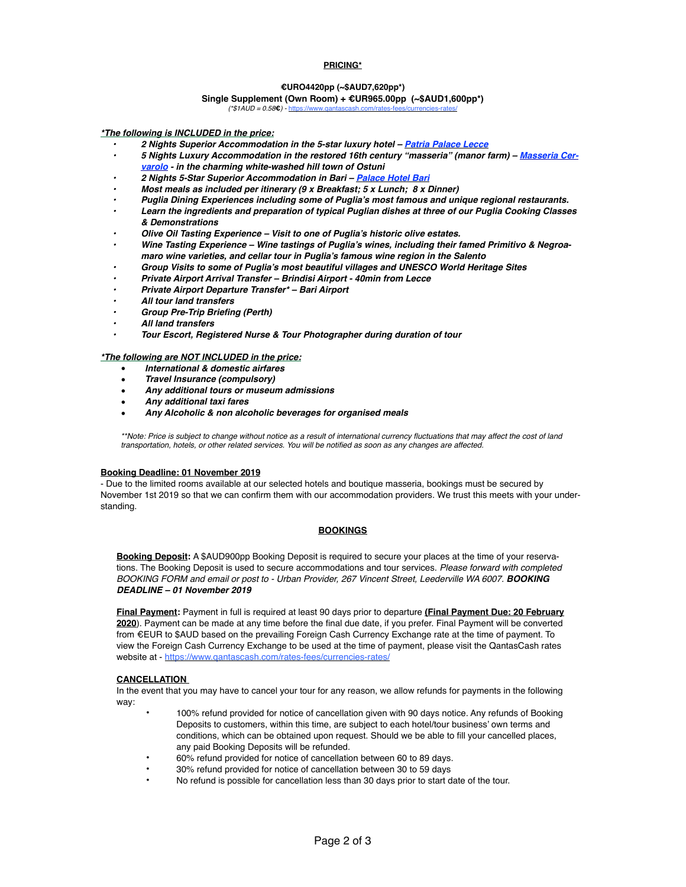**PRICING***

**€URO4420pp (~$AUD7,620pp*)**

**Single Supplement (Own Room) + €UR965.00pp (~$AUD1,600pp*)**

*(*$1AUD = 0.58€)* - https://www.qantascash.com/rates-fees/currencies-rates/

***The following is INCLUDED in the price:***

- ***2 Nights Superior Accommodation in the 5-star luxury hotel – Patria Palace Lecce***
- ***5 Nights Luxury Accommodation in the restored 16th century "masseria" (manor farm) – Masseria Cervarolo - in the charming white-washed hill town of Ostuni***
- ***2 Nights 5-Star Superior Accommodation in Bari – Palace Hotel Bari***
- ***Most meals as included per itinerary (9 x Breakfast; 5 x Lunch; 8 x Dinner)***
- ***Puglia Dining Experiences including some of Puglia's most famous and unique regional restaurants.***
- ***Learn the ingredients and preparation of typical Puglian dishes at three of our Puglia Cooking Classes & Demonstrations***
- ***Olive Oil Tasting Experience – Visit to one of Puglia's historic olive estates.***
- ***Wine Tasting Experience – Wine tastings of Puglia's wines, including their famed Primitivo & Negroamaro wine varieties, and cellar tour in Puglia's famous wine region in the Salento***
- ***Group Visits to some of Puglia's most beautiful villages and UNESCO World Heritage Sites***
- ***Private Airport Arrival Transfer – Brindisi Airport - 40min from Lecce***
- ***Private Airport Departure Transfer* – Bari Airport***
- ***All tour land transfers***
- ***Group Pre-Trip Briefing (Perth)***
- ***All land transfers***
- ***Tour Escort, Registered Nurse & Tour Photographer during duration of tour***

***The following are NOT INCLUDED in the price:***

- ***International & domestic airfares***
- ***Travel Insurance (compulsory)***
- ***Any additional tours or museum admissions***
- ***Any additional taxi fares***
- ***Any Alcoholic & non alcoholic beverages for organised meals***

*\*\*Note: Price is subject to change without notice as a result of international currency fluctuations that may affect the cost of land transportation, hotels, or other related services. You will be notified as soon as any changes are affected.*

**Booking Deadline: 01 November 2019**

- Due to the limited rooms available at our selected hotels and boutique masseria, bookings must be secured by November 1st 2019 so that we can confirm them with our accommodation providers. We trust this meets with your understanding.

## BOOKINGS

**Booking Deposit:** A $AUD900pp Booking Deposit is required to secure your places at the time of your reservations. The Booking Deposit is used to secure accommodations and tour services. *Please forward with completed BOOKING FORM and email or post to - Urban Provider, 267 Vincent Street, Leederville WA 6007.* ***BOOKING DEADLINE – 01 November 2019***

**Final Payment:** Payment in full is required at least 90 days prior to departure **(Final Payment Due: 20 February 2020)**. Payment can be made at any time before the final due date, if you prefer. Final Payment will be converted from €EUR to $AUD based on the prevailing Foreign Cash Currency Exchange rate at the time of payment. To view the Foreign Cash Currency Exchange to be used at the time of payment, please visit the QantasCash rates website at - https://www.qantascash.com/rates-fees/currencies-rates/

**CANCELLATION**

In the event that you may have to cancel your tour for any reason, we allow refunds for payments in the following way:

- 100% refund provided for notice of cancellation given with 90 days notice. Any refunds of Booking Deposits to customers, within this time, are subject to each hotel/tour business' own terms and conditions, which can be obtained upon request. Should we be able to fill your cancelled places, any paid Booking Deposits will be refunded.
- 60% refund provided for notice of cancellation between 60 to 89 days.
- 30% refund provided for notice of cancellation between 30 to 59 days
- No refund is possible for cancellation less than 30 days prior to start date of the tour.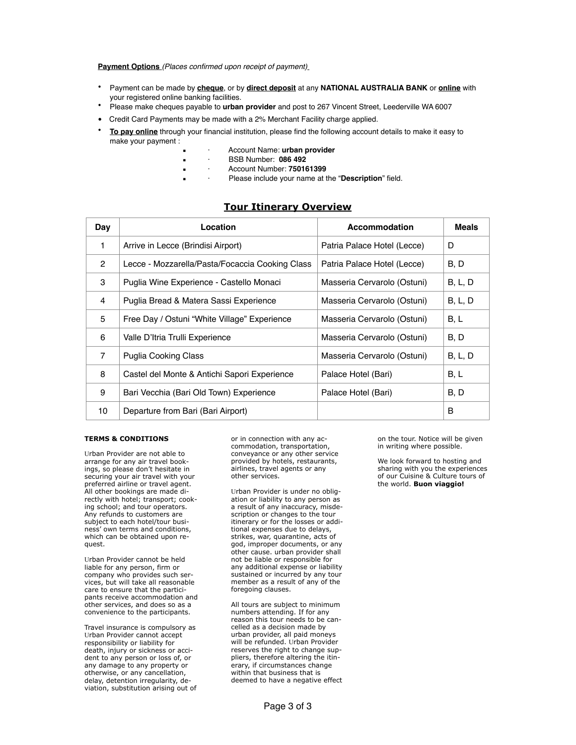**Payment Options** *(Places confirmed upon receipt of payment)*

- Payment can be made by **cheque**, or by **direct deposit** at any **NATIONAL AUSTRALIA BANK** or **online** with your registered online banking facilities.
- Please make cheques payable to **urban provider** and post to 267 Vincent Street, Leederville WA 6007
- Credit Card Payments may be made with a 2% Merchant Facility charge applied.
- **To pay online** through your financial institution, please find the following account details to make it easy to make your payment :
  - Account Name: **urban provider**
  - BSB Number: **086 492**
  - Account Number: **750161399**
  - Please include your name at the "**Description**" field.

## Tour Itinerary Overview

| Day | Location | Accommodation | Meals |
|---|---|---|---|
| 1 | Arrive in Lecce (Brindisi Airport) | Patria Palace Hotel (Lecce) | D |
| 2 | Lecce - Mozzarella/Pasta/Focaccia Cooking Class | Patria Palace Hotel (Lecce) | B, D |
| 3 | Puglia Wine Experience - Castello Monaci | Masseria Cervarolo (Ostuni) | B, L, D |
| 4 | Puglia Bread & Matera Sassi Experience | Masseria Cervarolo (Ostuni) | B, L, D |
| 5 | Free Day / Ostuni "White Village" Experience | Masseria Cervarolo (Ostuni) | B, L |
| 6 | Valle D'Itria Trulli Experience | Masseria Cervarolo (Ostuni) | B, D |
| 7 | Puglia Cooking Class | Masseria Cervarolo (Ostuni) | B, L, D |
| 8 | Castel del Monte & Antichi Sapori Experience | Palace Hotel (Bari) | B, L |
| 9 | Bari Vecchia (Bari Old Town) Experience | Palace Hotel (Bari) | B, D |
| 10 | Departure from Bari (Bari Airport) | | B |

**TERMS & CONDITIONS**

Urban Provider are not able to arrange for any air travel bookings, so please don't hesitate in securing your air travel with your preferred airline or travel agent. All other bookings are made directly with hotel; transport; cooking school; and tour operators. Any refunds to customers are subject to each hotel/tour business' own terms and conditions, which can be obtained upon request.

Urban Provider cannot be held liable for any person, firm or company who provides such services, but will take all reasonable care to ensure that the participants receive accommodation and other services, and does so as a convenience to the participants.

Travel insurance is compulsory as Urban Provider cannot accept responsibility or liability for death, injury or sickness or accident to any person or loss of, or any damage to any property or otherwise, or any cancellation, delay, detention irregularity, deviation, substitution arising out of or in connection with any accommodation, transportation, conveyance or any other service provided by hotels, restaurants, airlines, travel agents or any other services.

Urban Provider is under no obligation or liability to any person as a result of any inaccuracy, misdescription or changes to the tour itinerary or for the losses or additional expenses due to delays, strikes, war, quarantine, acts of god, improper documents, or any other cause. urban provider shall not be liable or responsible for any additional expense or liability sustained or incurred by any tour member as a result of any of the foregoing clauses.

All tours are subject to minimum numbers attending. If for any reason this tour needs to be cancelled as a decision made by urban provider, all paid moneys will be refunded. Urban Provider reserves the right to change suppliers, therefore altering the itinerary, if circumstances change within that business that is deemed to have a negative effect on the tour. Notice will be given in writing where possible.

We look forward to hosting and sharing with you the experiences of our Cuisine & Culture tours of the world. **Buon viaggio!**